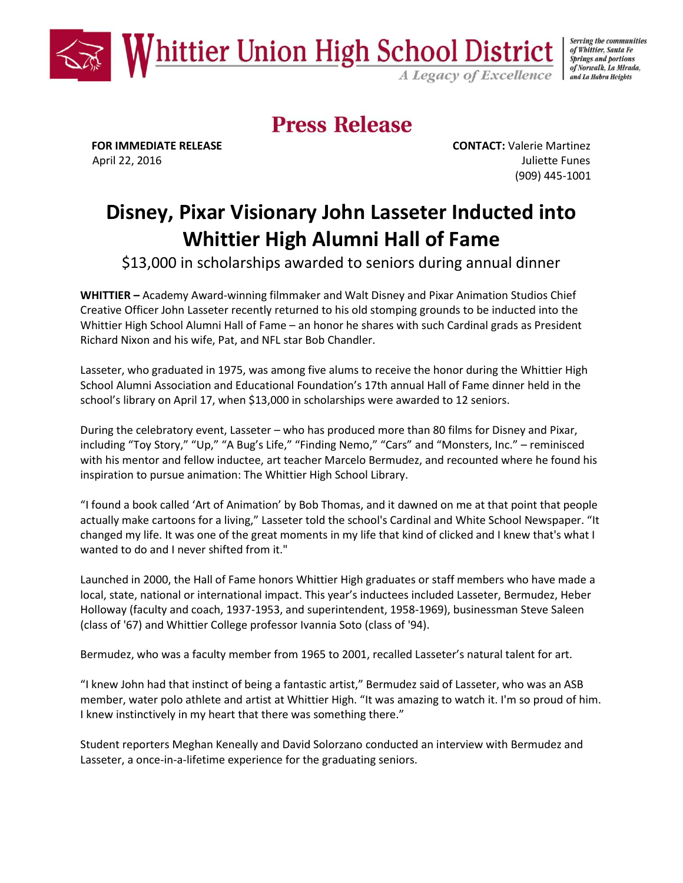# Whittier Union High School District

*A Legacy of Excellence*

*Serving the communities of Whittier, Santa Fe Springs and portions of Norwalk, La Mirada, and La Habra Heights*

## Press Release

**FOR IMMEDIATE RELEASE**
April 22, 2016

**CONTACT:** Valerie Martinez
Juliette Funes
(909) 445-1001

# Disney, Pixar Visionary John Lasseter Inducted into Whittier High Alumni Hall of Fame

$13,000 in scholarships awarded to seniors during annual dinner

**WHITTIER –** Academy Award-winning filmmaker and Walt Disney and Pixar Animation Studios Chief Creative Officer John Lasseter recently returned to his old stomping grounds to be inducted into the Whittier High School Alumni Hall of Fame – an honor he shares with such Cardinal grads as President Richard Nixon and his wife, Pat, and NFL star Bob Chandler.

Lasseter, who graduated in 1975, was among five alums to receive the honor during the Whittier High School Alumni Association and Educational Foundation's 17th annual Hall of Fame dinner held in the school's library on April 17, when $13,000 in scholarships were awarded to 12 seniors.

During the celebratory event, Lasseter – who has produced more than 80 films for Disney and Pixar, including "Toy Story," "Up," "A Bug's Life," "Finding Nemo," "Cars" and "Monsters, Inc." – reminisced with his mentor and fellow inductee, art teacher Marcelo Bermudez, and recounted where he found his inspiration to pursue animation: The Whittier High School Library.

"I found a book called 'Art of Animation' by Bob Thomas, and it dawned on me at that point that people actually make cartoons for a living," Lasseter told the school's Cardinal and White School Newspaper. "It changed my life. It was one of the great moments in my life that kind of clicked and I knew that's what I wanted to do and I never shifted from it."

Launched in 2000, the Hall of Fame honors Whittier High graduates or staff members who have made a local, state, national or international impact. This year's inductees included Lasseter, Bermudez, Heber Holloway (faculty and coach, 1937-1953, and superintendent, 1958-1969), businessman Steve Saleen (class of '67) and Whittier College professor Ivannia Soto (class of '94).

Bermudez, who was a faculty member from 1965 to 2001, recalled Lasseter's natural talent for art.

"I knew John had that instinct of being a fantastic artist," Bermudez said of Lasseter, who was an ASB member, water polo athlete and artist at Whittier High. "It was amazing to watch it. I'm so proud of him. I knew instinctively in my heart that there was something there."

Student reporters Meghan Keneally and David Solorzano conducted an interview with Bermudez and Lasseter, a once-in-a-lifetime experience for the graduating seniors.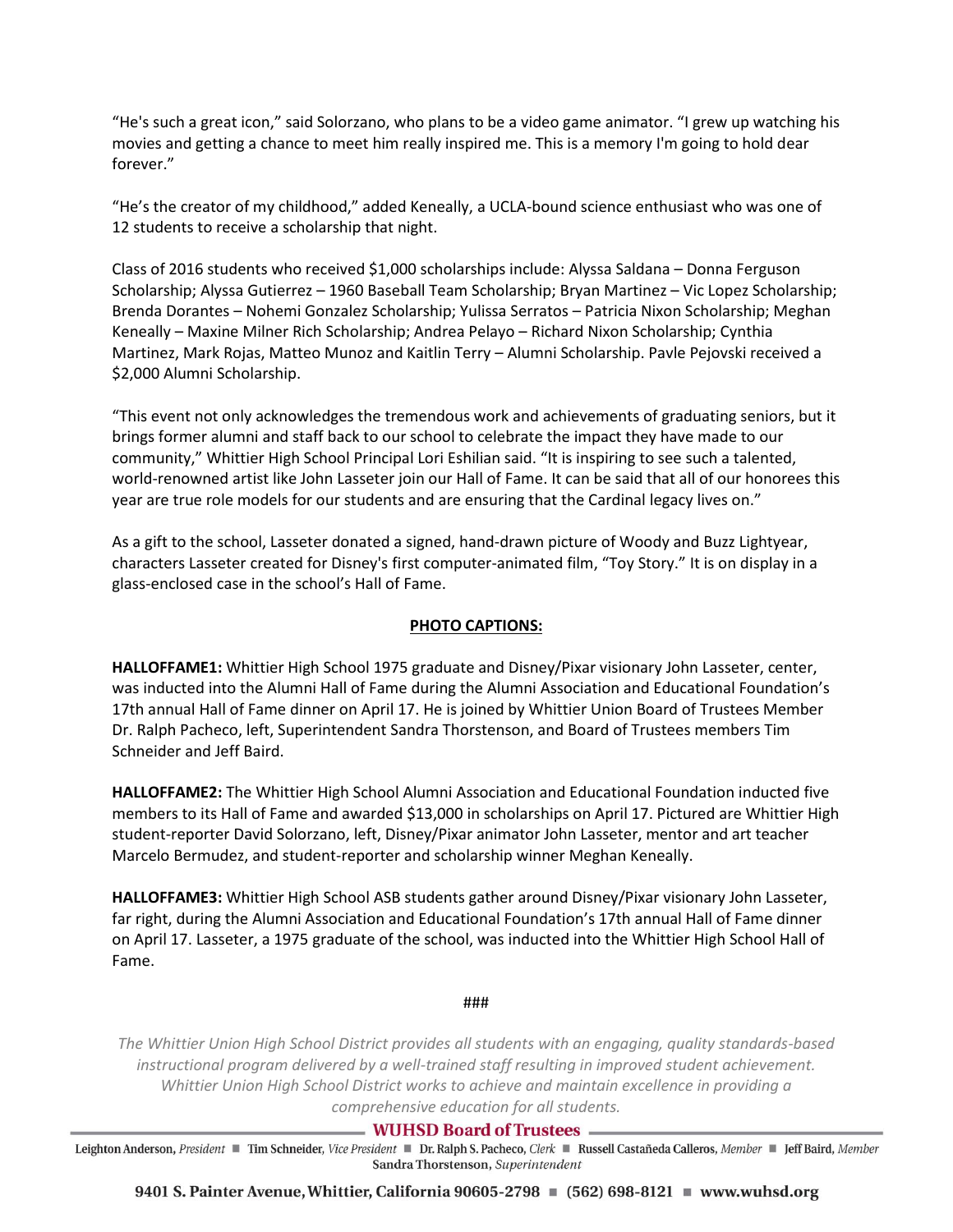"He's such a great icon," said Solorzano, who plans to be a video game animator. "I grew up watching his movies and getting a chance to meet him really inspired me. This is a memory I'm going to hold dear forever."

"He's the creator of my childhood," added Keneally, a UCLA-bound science enthusiast who was one of 12 students to receive a scholarship that night.

Class of 2016 students who received $1,000 scholarships include: Alyssa Saldana – Donna Ferguson Scholarship; Alyssa Gutierrez – 1960 Baseball Team Scholarship; Bryan Martinez – Vic Lopez Scholarship; Brenda Dorantes – Nohemi Gonzalez Scholarship; Yulissa Serratos – Patricia Nixon Scholarship; Meghan Keneally – Maxine Milner Rich Scholarship; Andrea Pelayo – Richard Nixon Scholarship; Cynthia Martinez, Mark Rojas, Matteo Munoz and Kaitlin Terry – Alumni Scholarship. Pavle Pejovski received a $2,000 Alumni Scholarship.

"This event not only acknowledges the tremendous work and achievements of graduating seniors, but it brings former alumni and staff back to our school to celebrate the impact they have made to our community," Whittier High School Principal Lori Eshilian said. "It is inspiring to see such a talented, world-renowned artist like John Lasseter join our Hall of Fame. It can be said that all of our honorees this year are true role models for our students and are ensuring that the Cardinal legacy lives on."

As a gift to the school, Lasseter donated a signed, hand-drawn picture of Woody and Buzz Lightyear, characters Lasseter created for Disney's first computer-animated film, "Toy Story." It is on display in a glass-enclosed case in the school's Hall of Fame.

**PHOTO CAPTIONS:**

**HALLOFFAME1:** Whittier High School 1975 graduate and Disney/Pixar visionary John Lasseter, center, was inducted into the Alumni Hall of Fame during the Alumni Association and Educational Foundation's 17th annual Hall of Fame dinner on April 17. He is joined by Whittier Union Board of Trustees Member Dr. Ralph Pacheco, left, Superintendent Sandra Thorstenson, and Board of Trustees members Tim Schneider and Jeff Baird.

**HALLOFFAME2:** The Whittier High School Alumni Association and Educational Foundation inducted five members to its Hall of Fame and awarded $13,000 in scholarships on April 17. Pictured are Whittier High student-reporter David Solorzano, left, Disney/Pixar animator John Lasseter, mentor and art teacher Marcelo Bermudez, and student-reporter and scholarship winner Meghan Keneally.

**HALLOFFAME3:** Whittier High School ASB students gather around Disney/Pixar visionary John Lasseter, far right, during the Alumni Association and Educational Foundation's 17th annual Hall of Fame dinner on April 17. Lasseter, a 1975 graduate of the school, was inducted into the Whittier High School Hall of Fame.

###

*The Whittier Union High School District provides all students with an engaging, quality standards-based instructional program delivered by a well-trained staff resulting in improved student achievement. Whittier Union High School District works to achieve and maintain excellence in providing a comprehensive education for all students.*

**WUHSD Board of Trustees**

**Leighton Anderson**, *President* ■ **Tim Schneider**, *Vice President* ■ **Dr. Ralph S. Pacheco**, *Clerk* ■ **Russell Castañeda Calleros**, *Member* ■ **Jeff Baird**, *Member*
**Sandra Thorstenson**, *Superintendent*

**9401 S. Painter Avenue, Whittier, California 90605-2798 ■ (562) 698-8121 ■ www.wuhsd.org**